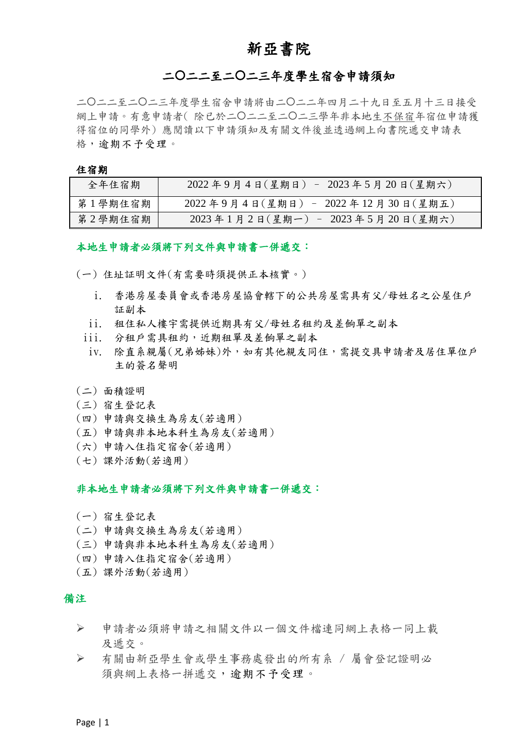# 新亞書院

## 二〇二二至二〇二三年度學生宿舍申請須知

二〇二二至二〇二三年度學生宿舍申請將由二〇二二年四月二十九日至五月十三日接受網上申請。有意申請者( 除已於二〇二二至二〇二三學年非本地生不保宿年宿位申請獲得宿位的同學外）應閱讀以下申請須知及有關文件後並透過網上向書院遞交申請表格，逾期不予受理。

**住宿期**

| 全年住宿期 | 2022 年 9 月 4 日(星期日） – 2023 年 5 月 20 日(星期六) |
|---|---|
| 第 1 學期住宿期 | 2022 年 9 月 4 日(星期日） – 2022 年 12 月 30 日(星期五) |
| 第 2 學期住宿期 | 2023 年 1 月 2 日(星期一） – 2023 年 5 月 20 日(星期六) |

**本地生申請者必須將下列文件與申請書一併遞交：**

(一）住址証明文件(有需要時須提供正本核實。)

i. 香港房屋委員會或香港房屋協會轄下的公共房屋需具有父/母姓名之公屋住戶証副本
ii. 租住私人樓宇需提供近期具有父/母姓名租約及差餉單之副本
iii. 分租戶需具租約，近期租單及差餉單之副本
iv. 除直系親屬(兄弟姊妹)外，如有其他親友同住，需提交具申請者及居住單位戶主的簽名聲明

(二）面積證明
(三）宿生登記表
(四）申請與交換生為房友(若適用)
(五）申請與非本地本科生為房友(若適用)
(六）申請入住指定宿舍(若適用)
(七）課外活動(若適用)

**非本地生申請者必須將下列文件與申請書一併遞交：**

(一）宿生登記表
(二）申請與交換生為房友(若適用)
(三）申請與非本地本科生為房友(若適用)
(四）申請入住指定宿舍(若適用)
(五）課外活動(若適用)

**備注**

- 申請者必須將申請之相關文件以一個文件檔連同網上表格一同上載及遞交。
- 有關由新亞學生會或學生事務處發出的所有系 / 屬會登記證明必須與網上表格一拼遞交，逾期不予受理。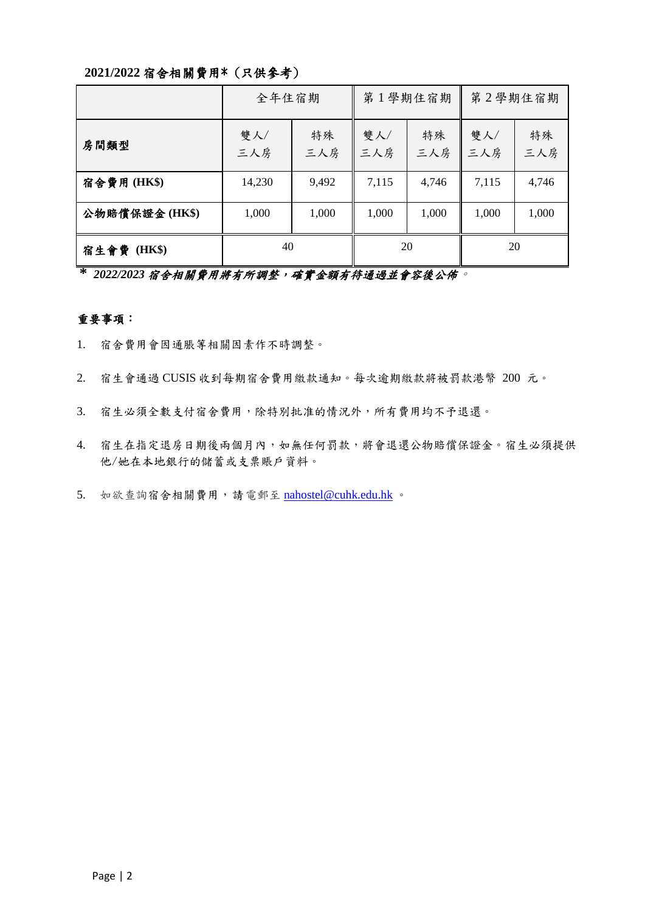**2021/2022 宿舍相關費用*（只供參考）**

| | 全年住宿期 | | 第 1 學期住宿期 | | 第 2 學期住宿期 | |
|---|---|---|---|---|---|---|
| **房間類型** | 雙人/三人房 | 特殊三人房 | 雙人/三人房 | 特殊三人房 | 雙人/三人房 | 特殊三人房 |
| **宿舍費用 (HK$)** | 14,230 | 9,492 | 7,115 | 4,746 | 7,115 | 4,746 |
| **公物賠償保證金 (HK$)** | 1,000 | 1,000 | 1,000 | 1,000 | 1,000 | 1,000 |
| **宿生會費 (HK$)** | 40 | | 20 | | 20 | |

***** ***2022/2023 宿舍相關費用將有所調整，確實金額有待通過並會容後公佈***。

**重要事項：**

1. 宿舍費用會因通脹等相關因素作不時調整。
2. 宿生會通過 CUSIS 收到每期宿舍費用繳款通知。每次逾期繳款將被罰款港幣 200 元。
3. 宿生必須全數支付宿舍費用，除特別批准的情況外，所有費用均不予退還。
4. 宿生在指定退房日期後兩個月內，如無任何罰款，將會退還公物賠償保證金。宿生必須提供他/她在本地銀行的儲蓄或支票賬戶資料。
5. 如欲查詢宿舍相關費用，請電郵至 nahostel@cuhk.edu.hk 。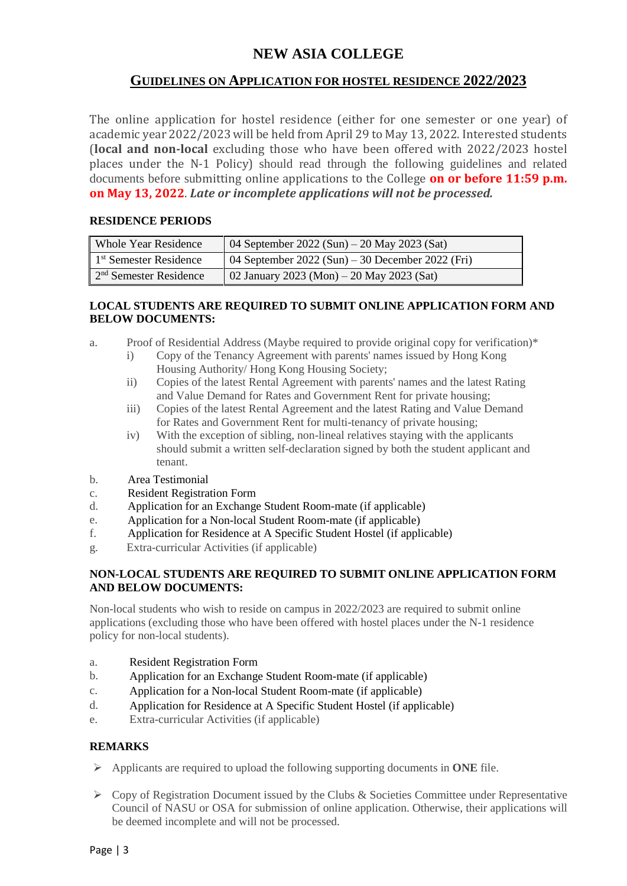# NEW ASIA COLLEGE

## GUIDELINES ON APPLICATION FOR HOSTEL RESIDENCE 2022/2023

The online application for hostel residence (either for one semester or one year) of academic year 2022/2023 will be held from April 29 to May 13, 2022. Interested students (**local and non-local** excluding those who have been offered with 2022/2023 hostel places under the N-1 Policy) should read through the following guidelines and related documents before submitting online applications to the College **on or before 11:59 p.m. on May 13, 2022**. ***Late or incomplete applications will not be processed.***

### RESIDENCE PERIODS

| Whole Year Residence | 04 September 2022 (Sun) – 20 May 2023 (Sat) |
|---|---|
| 1st Semester Residence | 04 September 2022 (Sun) – 30 December 2022 (Fri) |
| 2nd Semester Residence | 02 January 2023 (Mon) – 20 May 2023 (Sat) |

### LOCAL STUDENTS ARE REQUIRED TO SUBMIT ONLINE APPLICATION FORM AND BELOW DOCUMENTS:

a. Proof of Residential Address (Maybe required to provide original copy for verification)*
   i) Copy of the Tenancy Agreement with parents' names issued by Hong Kong Housing Authority/ Hong Kong Housing Society;
   ii) Copies of the latest Rental Agreement with parents' names and the latest Rating and Value Demand for Rates and Government Rent for private housing;
   iii) Copies of the latest Rental Agreement and the latest Rating and Value Demand for Rates and Government Rent for multi-tenancy of private housing;
   iv) With the exception of sibling, non-lineal relatives staying with the applicants should submit a written self-declaration signed by both the student applicant and tenant.

b. Area Testimonial
c. Resident Registration Form
d. Application for an Exchange Student Room-mate (if applicable)
e. Application for a Non-local Student Room-mate (if applicable)
f. Application for Residence at A Specific Student Hostel (if applicable)
g. Extra-curricular Activities (if applicable)

### NON-LOCAL STUDENTS ARE REQUIRED TO SUBMIT ONLINE APPLICATION FORM AND BELOW DOCUMENTS:

Non-local students who wish to reside on campus in 2022/2023 are required to submit online applications (excluding those who have been offered with hostel places under the N-1 residence policy for non-local students).

a. Resident Registration Form
b. Application for an Exchange Student Room-mate (if applicable)
c. Application for a Non-local Student Room-mate (if applicable)
d. Application for Residence at A Specific Student Hostel (if applicable)
e. Extra-curricular Activities (if applicable)

### REMARKS

- Applicants are required to upload the following supporting documents in **ONE** file.

- Copy of Registration Document issued by the Clubs & Societies Committee under Representative Council of NASU or OSA for submission of online application. Otherwise, their applications will be deemed incomplete and will not be processed.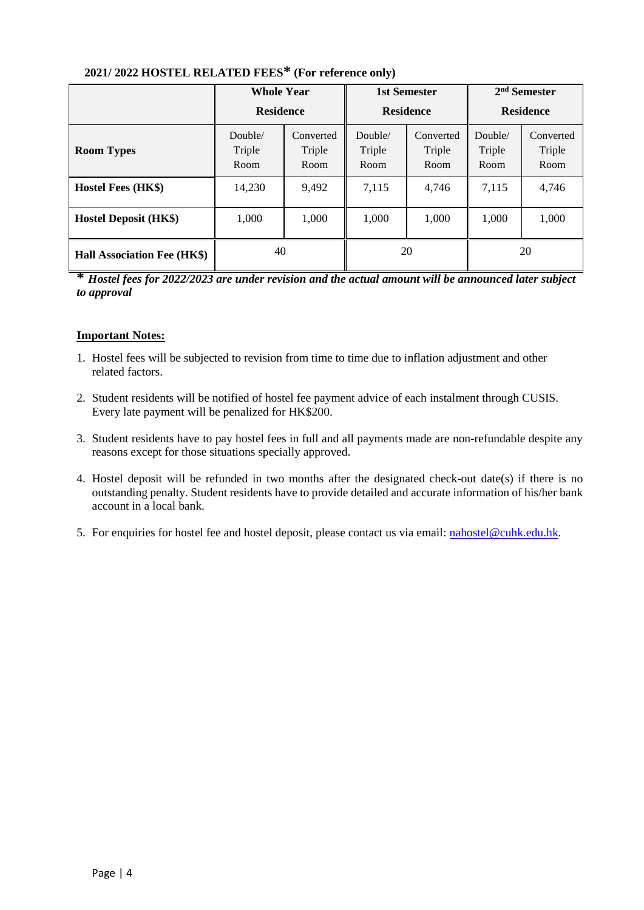**2021/ 2022 HOSTEL RELATED FEES\* (For reference only)**

| | **Whole Year Residence** | | **1st Semester Residence** | | **2nd Semester Residence** | |
|---|---|---|---|---|---|---|
| **Room Types** | Double/ Triple Room | Converted Triple Room | Double/ Triple Room | Converted Triple Room | Double/ Triple Room | Converted Triple Room |
| **Hostel Fees (HK$)** | 14,230 | 9,492 | 7,115 | 4,746 | 7,115 | 4,746 |
| **Hostel Deposit (HK$)** | 1,000 | 1,000 | 1,000 | 1,000 | 1,000 | 1,000 |
| **Hall Association Fee (HK$)** | 40 | | 20 | | 20 | |

***\* Hostel fees for 2022/2023 are under revision and the actual amount will be announced later subject to approval***

**<u>Important Notes:</u>**

1. Hostel fees will be subjected to revision from time to time due to inflation adjustment and other related factors.
2. Student residents will be notified of hostel fee payment advice of each instalment through CUSIS. Every late payment will be penalized for HK$200.
3. Student residents have to pay hostel fees in full and all payments made are non-refundable despite any reasons except for those situations specially approved.
4. Hostel deposit will be refunded in two months after the designated check-out date(s) if there is no outstanding penalty. Student residents have to provide detailed and accurate information of his/her bank account in a local bank.
5. For enquiries for hostel fee and hostel deposit, please contact us via email: nahostel@cuhk.edu.hk.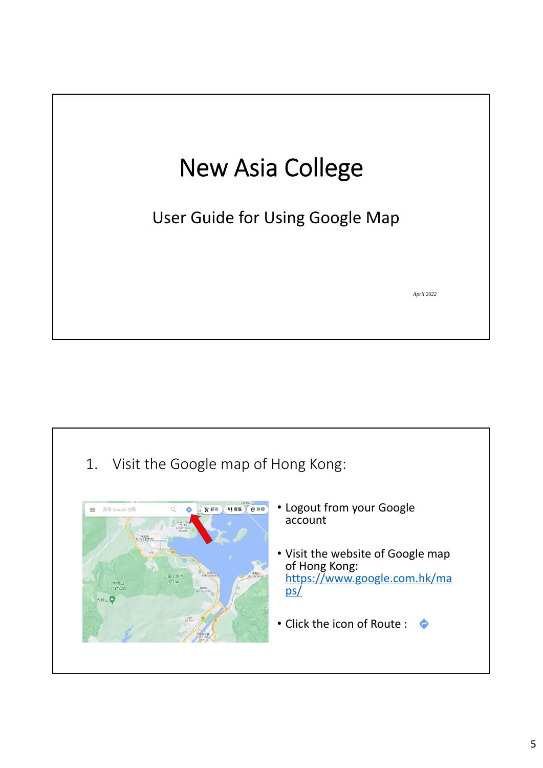# New Asia College

## User Guide for Using Google Map

*April 2022*

---

## 1. Visit the Google map of Hong Kong:

- Logout from your Google account
- Visit the website of Google map of Hong Kong: [https://www.google.com.hk/maps/](https://www.google.com.hk/maps/)
- Click the icon of Route :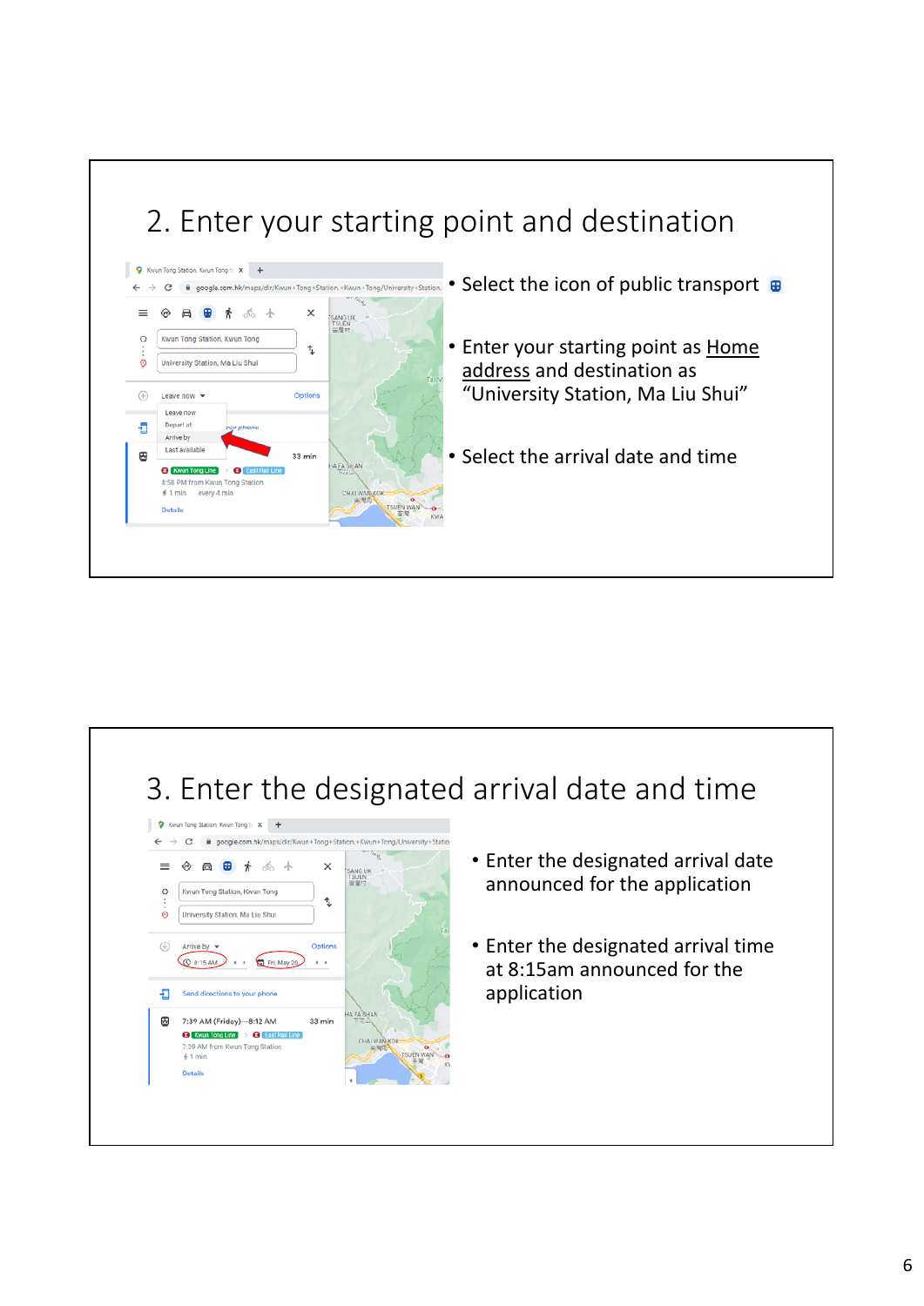## 2. Enter your starting point and destination

- Select the icon of public transport
- Enter your starting point as Home address and destination as "University Station, Ma Liu Shui"
- Select the arrival date and time

## 3. Enter the designated arrival date and time

- Enter the designated arrival date announced for the application
- Enter the designated arrival time at 8:15am announced for the application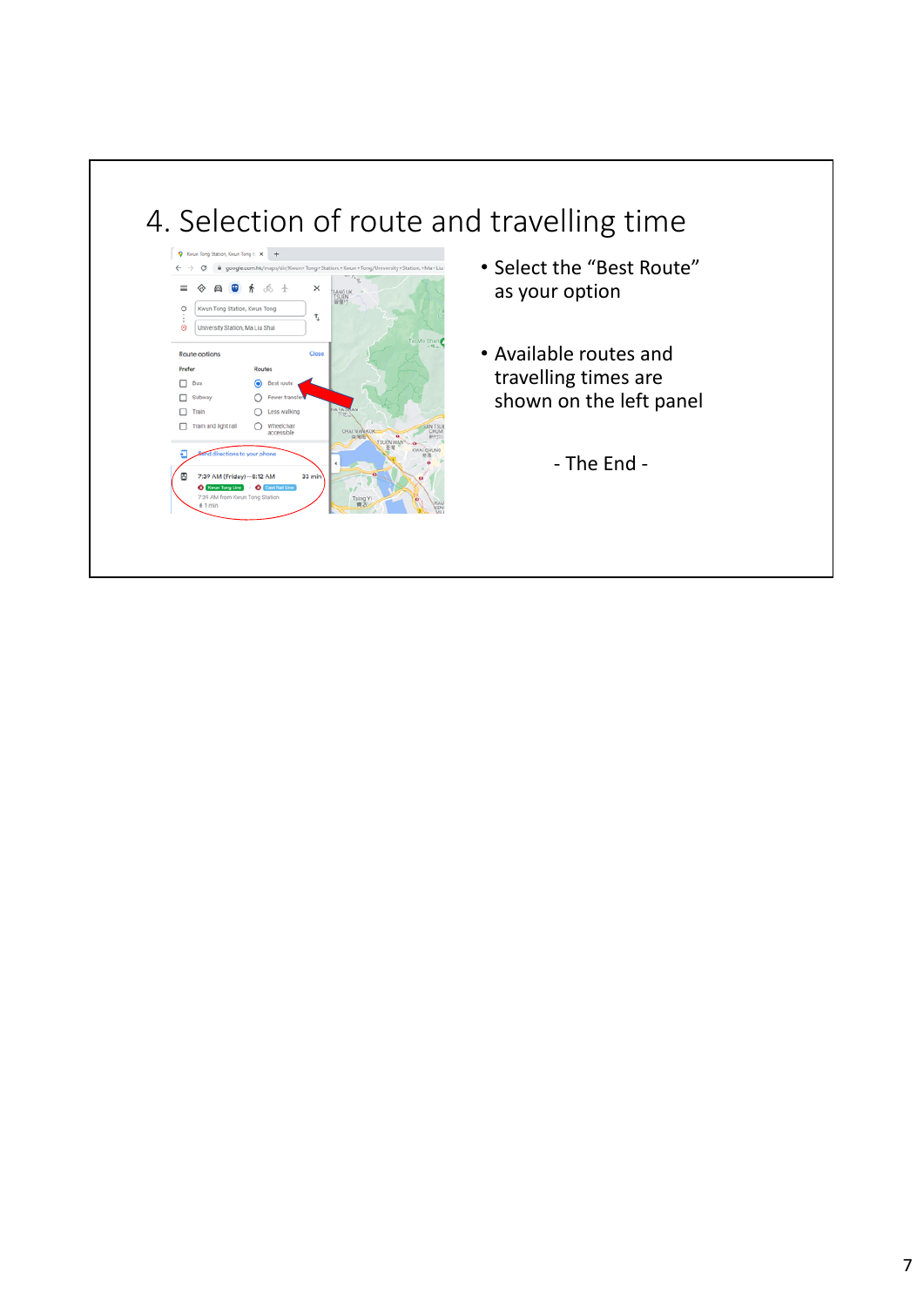# 4. Selection of route and travelling time

- Select the "Best Route" as your option
- Available routes and travelling times are shown on the left panel

- The End -